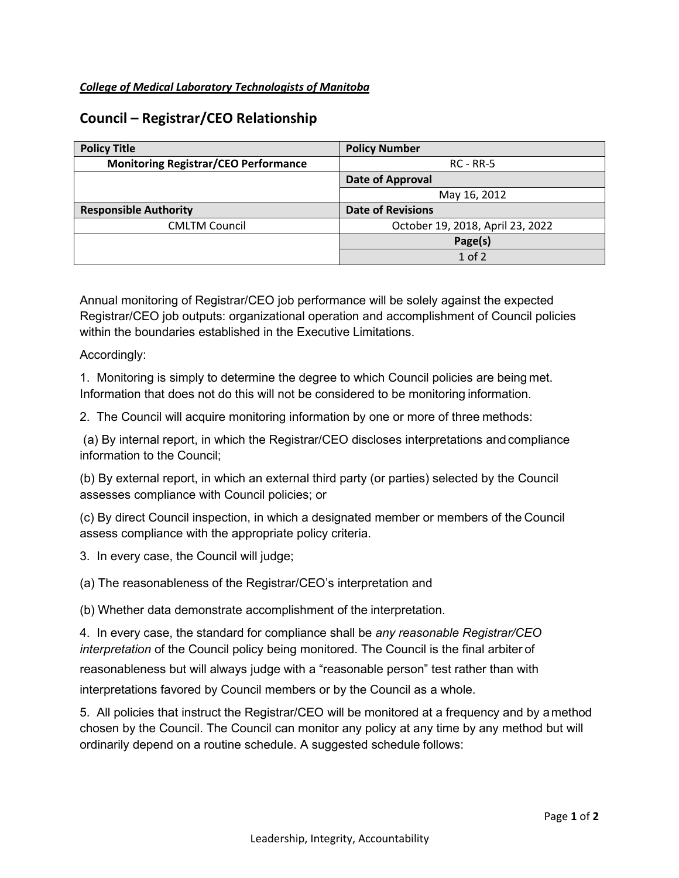***College of Medical Laboratory Technologists of Manitoba***

## Council – Registrar/CEO Relationship

| Policy Title | Policy Number |
|---|---|
| **Monitoring Registrar/CEO Performance** | RC - RR-5 |
| | **Date of Approval** |
| | May 16, 2012 |
| **Responsible Authority** | **Date of Revisions** |
| CMLTM Council | October 19, 2018, April 23, 2022 |
| | **Page(s)** |
| | 1 of 2 |

Annual monitoring of Registrar/CEO job performance will be solely against the expected Registrar/CEO job outputs: organizational operation and accomplishment of Council policies within the boundaries established in the Executive Limitations.

Accordingly:

1. Monitoring is simply to determine the degree to which Council policies are being met. Information that does not do this will not be considered to be monitoring information.

2. The Council will acquire monitoring information by one or more of three methods:

(a) By internal report, in which the Registrar/CEO discloses interpretations and compliance information to the Council;

(b) By external report, in which an external third party (or parties) selected by the Council assesses compliance with Council policies; or

(c) By direct Council inspection, in which a designated member or members of the Council assess compliance with the appropriate policy criteria.

3. In every case, the Council will judge;

(a) The reasonableness of the Registrar/CEO's interpretation and

(b) Whether data demonstrate accomplishment of the interpretation.

4. In every case, the standard for compliance shall be *any reasonable Registrar/CEO interpretation* of the Council policy being monitored. The Council is the final arbiter of reasonableness but will always judge with a "reasonable person" test rather than with interpretations favored by Council members or by the Council as a whole.

5. All policies that instruct the Registrar/CEO will be monitored at a frequency and by a method chosen by the Council. The Council can monitor any policy at any time by any method but will ordinarily depend on a routine schedule. A suggested schedule follows: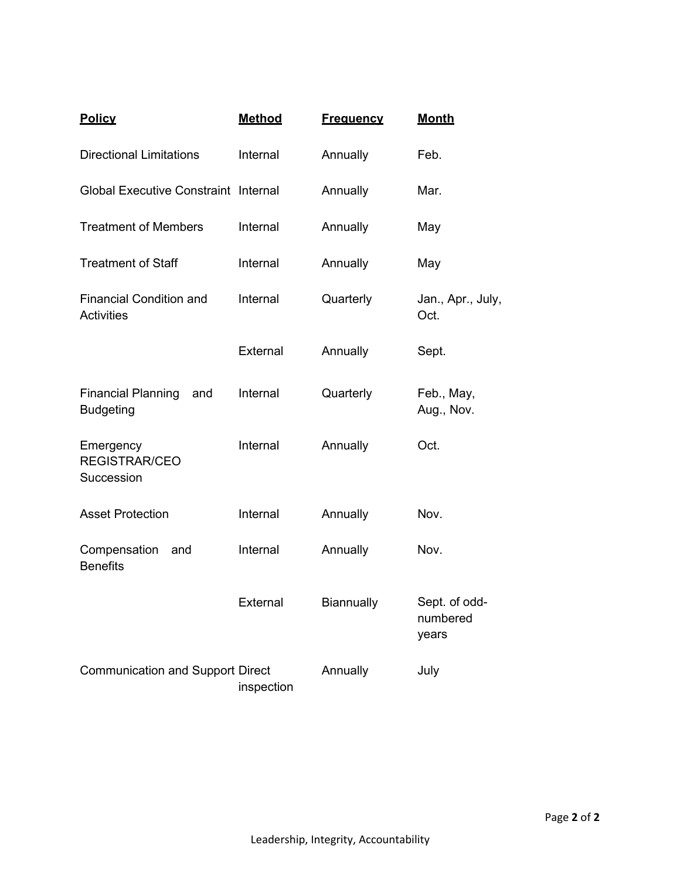| Policy | Method | Frequency | Month |
|---|---|---|---|
| Directional Limitations | Internal | Annually | Feb. |
| Global Executive Constraint | Internal | Annually | Mar. |
| Treatment of Members | Internal | Annually | May |
| Treatment of Staff | Internal | Annually | May |
| Financial Condition and Activities | Internal | Quarterly | Jan., Apr., July, Oct. |
| | External | Annually | Sept. |
| Financial Planning and Budgeting | Internal | Quarterly | Feb., May, Aug., Nov. |
| Emergency REGISTRAR/CEO Succession | Internal | Annually | Oct. |
| Asset Protection | Internal | Annually | Nov. |
| Compensation and Benefits | Internal | Annually | Nov. |
| | External | Biannually | Sept. of odd-numbered years |
| Communication and Support | Direct inspection | Annually | July |

Leadership, Integrity, Accountability